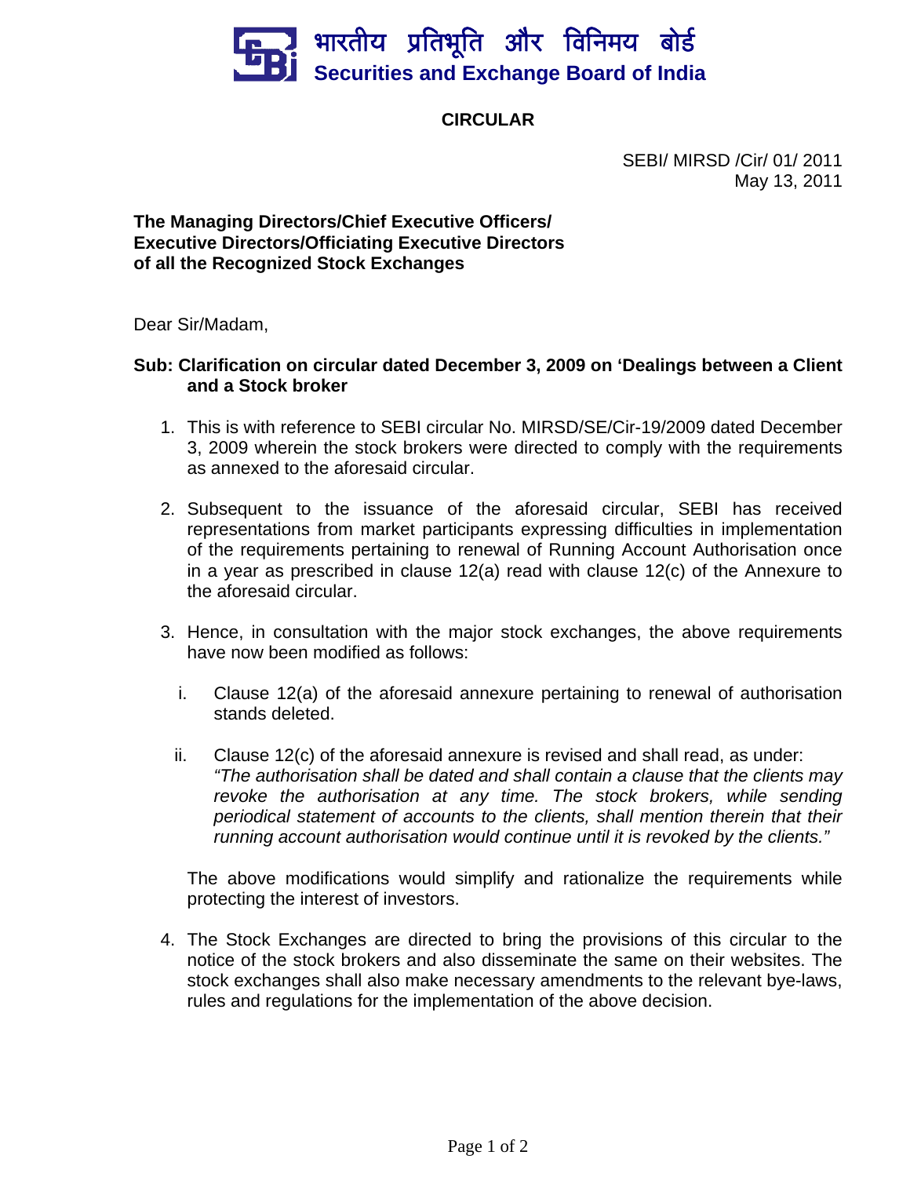# भारतीय प्रतिभूति और विनिमय बोर्ड
# Securities and Exchange Board of India

## CIRCULAR

SEBI/ MIRSD /Cir/ 01/ 2011
May 13, 2011

**The Managing Directors/Chief Executive Officers/
Executive Directors/Officiating Executive Directors
of all the Recognized Stock Exchanges**

Dear Sir/Madam,

**Sub: Clarification on circular dated December 3, 2009 on 'Dealings between a Client and a Stock broker**

1. This is with reference to SEBI circular No. MIRSD/SE/Cir-19/2009 dated December 3, 2009 wherein the stock brokers were directed to comply with the requirements as annexed to the aforesaid circular.

2. Subsequent to the issuance of the aforesaid circular, SEBI has received representations from market participants expressing difficulties in implementation of the requirements pertaining to renewal of Running Account Authorisation once in a year as prescribed in clause 12(a) read with clause 12(c) of the Annexure to the aforesaid circular.

3. Hence, in consultation with the major stock exchanges, the above requirements have now been modified as follows:

   i. Clause 12(a) of the aforesaid annexure pertaining to renewal of authorisation stands deleted.

   ii. Clause 12(c) of the aforesaid annexure is revised and shall read, as under:
   *"The authorisation shall be dated and shall contain a clause that the clients may revoke the authorisation at any time. The stock brokers, while sending periodical statement of accounts to the clients, shall mention therein that their running account authorisation would continue until it is revoked by the clients."*

   The above modifications would simplify and rationalize the requirements while protecting the interest of investors.

4. The Stock Exchanges are directed to bring the provisions of this circular to the notice of the stock brokers and also disseminate the same on their websites. The stock exchanges shall also make necessary amendments to the relevant bye-laws, rules and regulations for the implementation of the above decision.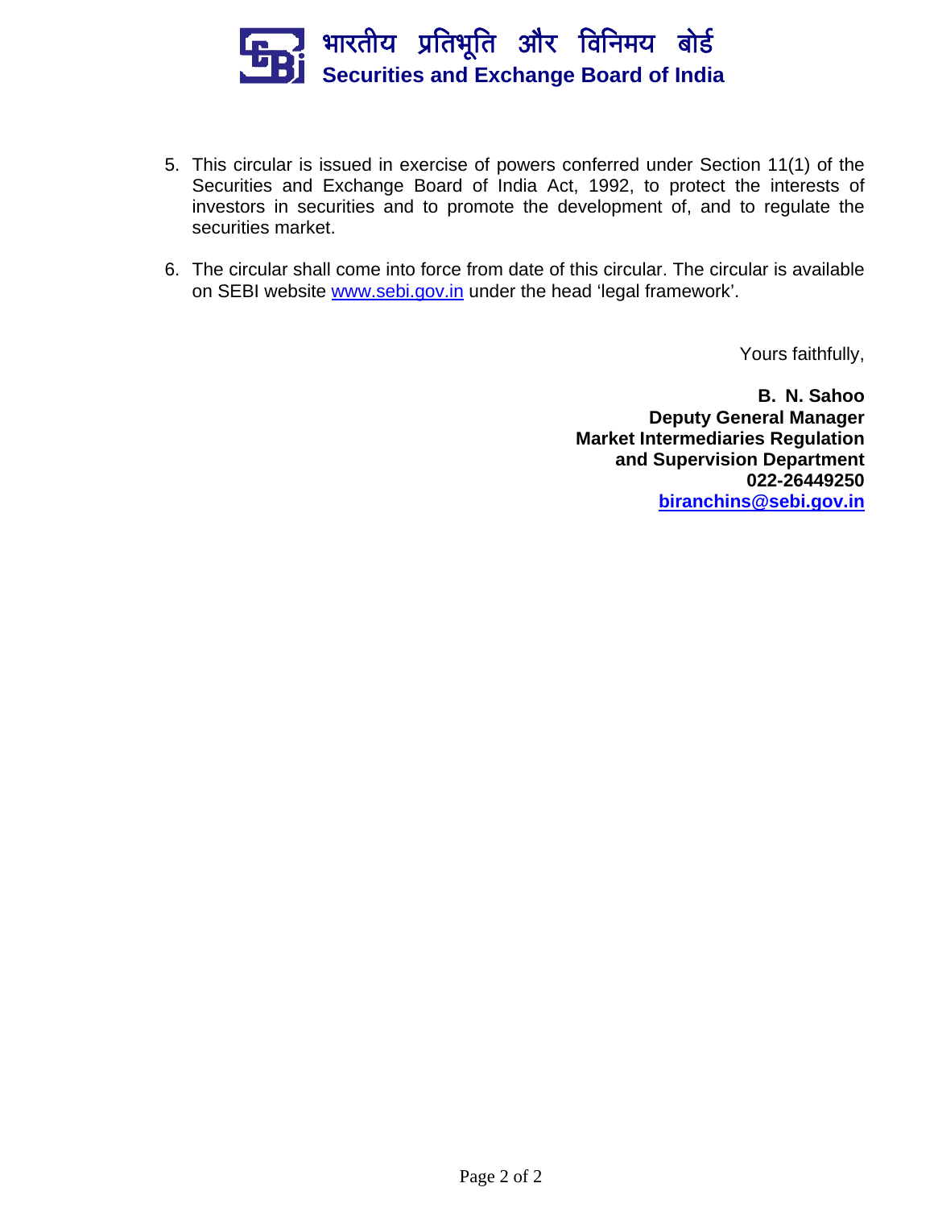5. This circular is issued in exercise of powers conferred under Section 11(1) of the Securities and Exchange Board of India Act, 1992, to protect the interests of investors in securities and to promote the development of, and to regulate the securities market.

6. The circular shall come into force from date of this circular. The circular is available on SEBI website www.sebi.gov.in under the head 'legal framework'.

Yours faithfully,

**B. N. Sahoo**
**Deputy General Manager**
**Market Intermediaries Regulation and Supervision Department**
**022-26449250**
**biranchins@sebi.gov.in**